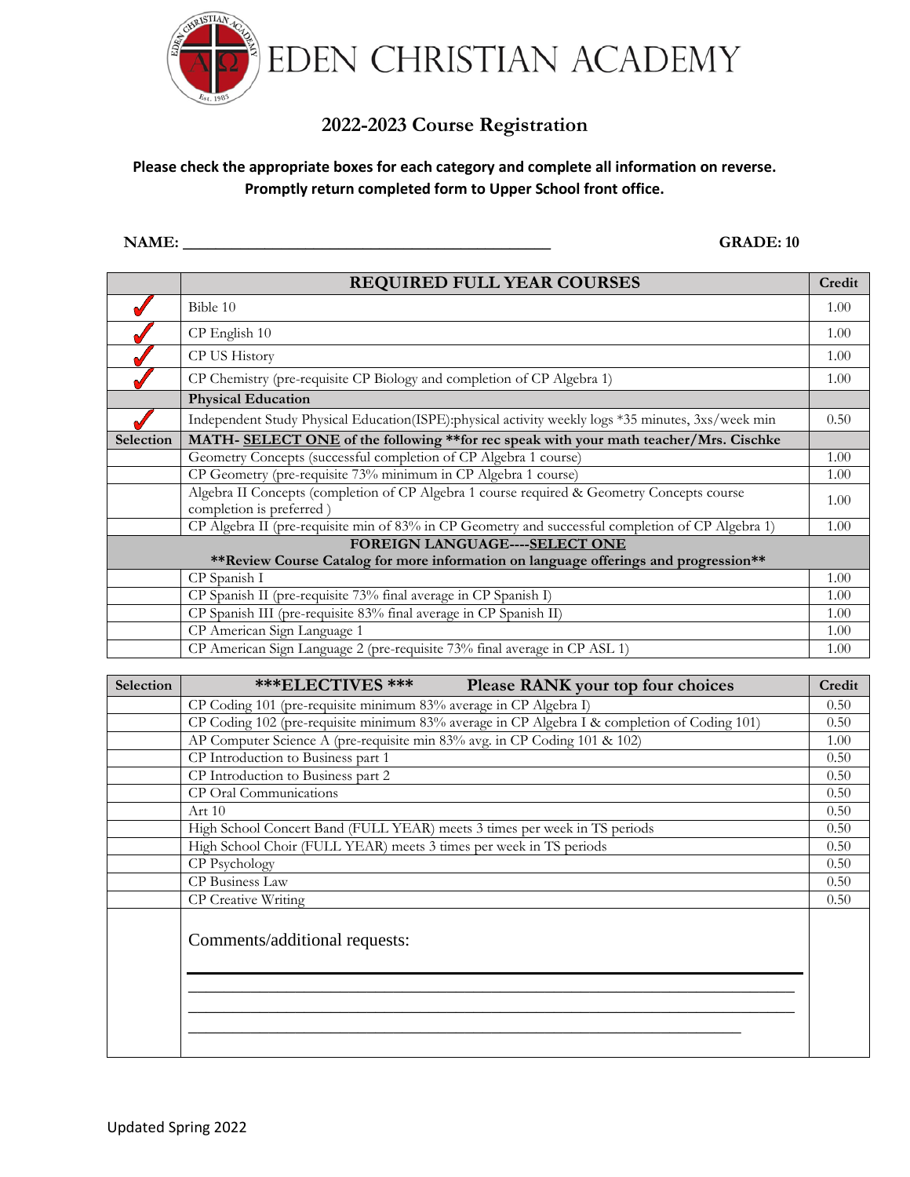# EDEN CHRISTIAN ACADEMY

## 2022-2023 Course Registration

**Please check the appropriate boxes for each category and complete all information on reverse. Promptly return completed form to Upper School front office.**

**NAME:** ______________________________________________ **GRADE: 10**

| | REQUIRED FULL YEAR COURSES | Credit |
|---|---|---|
| ✓ | Bible 10 | 1.00 |
| ✓ | CP English 10 | 1.00 |
| ✓ | CP US History | 1.00 |
| ✓ | CP Chemistry (pre-requisite CP Biology and completion of CP Algebra 1) | 1.00 |
| | **Physical Education** | |
| ✓ | Independent Study Physical Education(ISPE):physical activity weekly logs *35 minutes, 3xs/week min | 0.50 |
| **Selection** | **MATH- SELECT ONE of the following **for rec speak with your math teacher/Mrs. Cischke** | |
| | Geometry Concepts (successful completion of CP Algebra 1 course) | 1.00 |
| | CP Geometry (pre-requisite 73% minimum in CP Algebra 1 course) | 1.00 |
| | Algebra II Concepts (completion of CP Algebra 1 course required & Geometry Concepts course completion is preferred ) | 1.00 |
| | CP Algebra II (pre-requisite min of 83% in CP Geometry and successful completion of CP Algebra 1) | 1.00 |
| | **FOREIGN LANGUAGE----SELECT ONE** **Review Course Catalog for more information on language offerings and progression** | |
| | CP Spanish I | 1.00 |
| | CP Spanish II (pre-requisite 73% final average in CP Spanish I) | 1.00 |
| | CP Spanish III (pre-requisite 83% final average in CP Spanish II) | 1.00 |
| | CP American Sign Language 1 | 1.00 |
| | CP American Sign Language 2 (pre-requisite 73% final average in CP ASL 1) | 1.00 |

| Selection | ***ELECTIVES *** Please RANK your top four choices | Credit |
|---|---|---|
| | CP Coding 101 (pre-requisite minimum 83% average in CP Algebra I) | 0.50 |
| | CP Coding 102 (pre-requisite minimum 83% average in CP Algebra I & completion of Coding 101) | 0.50 |
| | AP Computer Science A (pre-requisite min 83% avg. in CP Coding 101 & 102) | 1.00 |
| | CP Introduction to Business part 1 | 0.50 |
| | CP Introduction to Business part 2 | 0.50 |
| | CP Oral Communications | 0.50 |
| | Art 10 | 0.50 |
| | High School Concert Band (FULL YEAR) meets 3 times per week in TS periods | 0.50 |
| | High School Choir (FULL YEAR) meets 3 times per week in TS periods | 0.50 |
| | CP Psychology | 0.50 |
| | CP Business Law | 0.50 |
| | CP Creative Writing | 0.50 |
| | Comments/additional requests: ______________________________ ______________________________ ______________________________ | |

Updated Spring 2022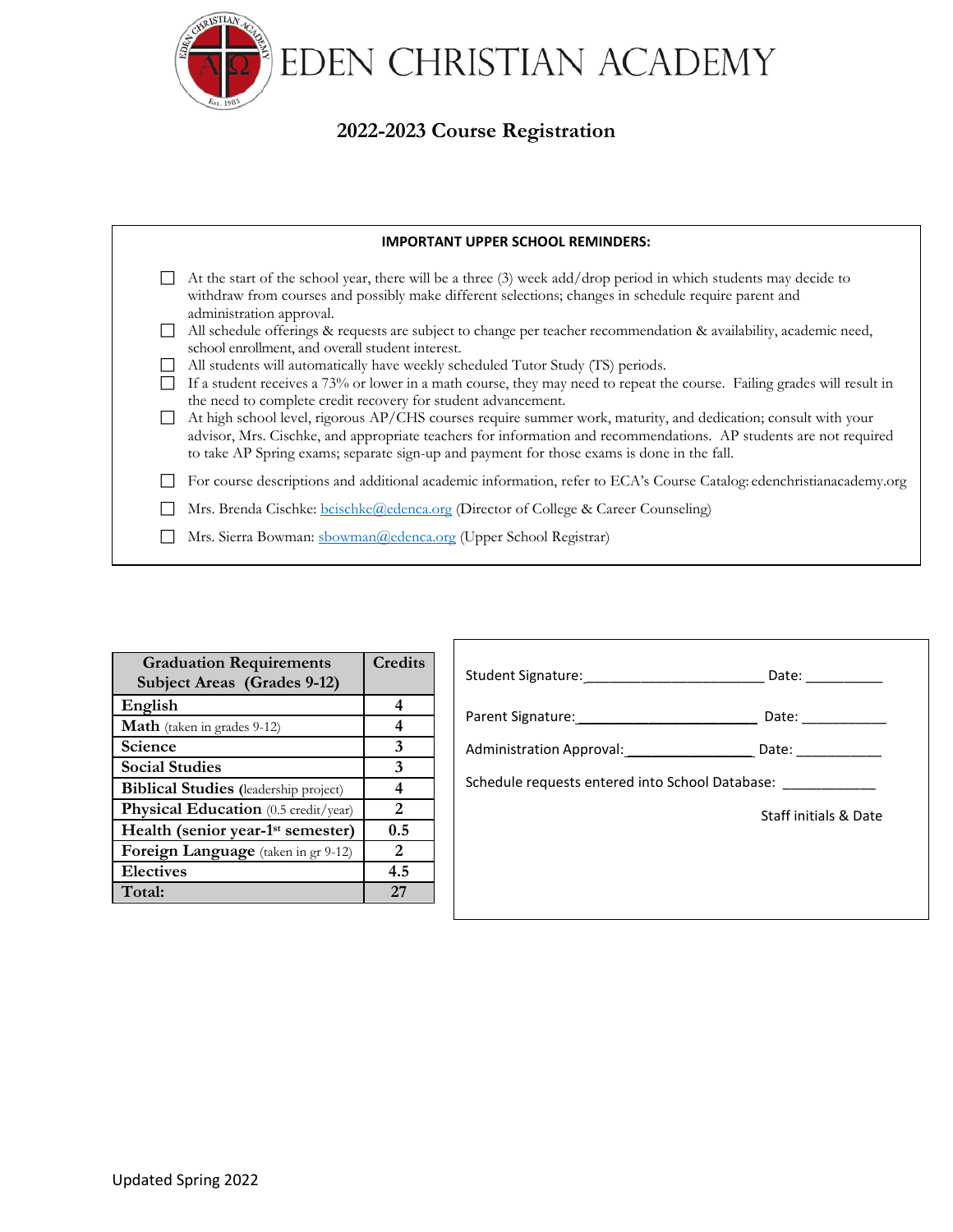# EDEN CHRISTIAN ACADEMY

## 2022-2023 Course Registration

**IMPORTANT UPPER SCHOOL REMINDERS:**

- ☐ At the start of the school year, there will be a three (3) week add/drop period in which students may decide to withdraw from courses and possibly make different selections; changes in schedule require parent and administration approval.
- ☐ All schedule offerings & requests are subject to change per teacher recommendation & availability, academic need, school enrollment, and overall student interest.
- ☐ All students will automatically have weekly scheduled Tutor Study (TS) periods.
- ☐ If a student receives a 73% or lower in a math course, they may need to repeat the course. Failing grades will result in the need to complete credit recovery for student advancement.
- ☐ At high school level, rigorous AP/CHS courses require summer work, maturity, and dedication; consult with your advisor, Mrs. Cischke, and appropriate teachers for information and recommendations. AP students are not required to take AP Spring exams; separate sign-up and payment for those exams is done in the fall.
- ☐ For course descriptions and additional academic information, refer to ECA's Course Catalog: edenchristianacademy.org
- ☐ Mrs. Brenda Cischke: bcischke@edenca.org (Director of College & Career Counseling)
- ☐ Mrs. Sierra Bowman: sbowman@edenca.org (Upper School Registrar)

| Graduation Requirements Subject Areas (Grades 9-12) | Credits |
|---|---|
| **English** | **4** |
| **Math** (taken in grades 9-12) | **4** |
| **Science** | **3** |
| **Social Studies** | **3** |
| **Biblical Studies** (leadership project) | **4** |
| **Physical Education** (0.5 credit/year) | **2** |
| **Health (senior year-1st semester)** | **0.5** |
| **Foreign Language** (taken in gr 9-12) | **2** |
| **Electives** | **4.5** |
| **Total:** | **27** |

Student Signature:_______________________ Date: __________

Parent Signature:_______________________ Date: ___________

Administration Approval:________________ Date: ___________

Schedule requests entered into School Database: ___________

Staff initials & Date

Updated Spring 2022